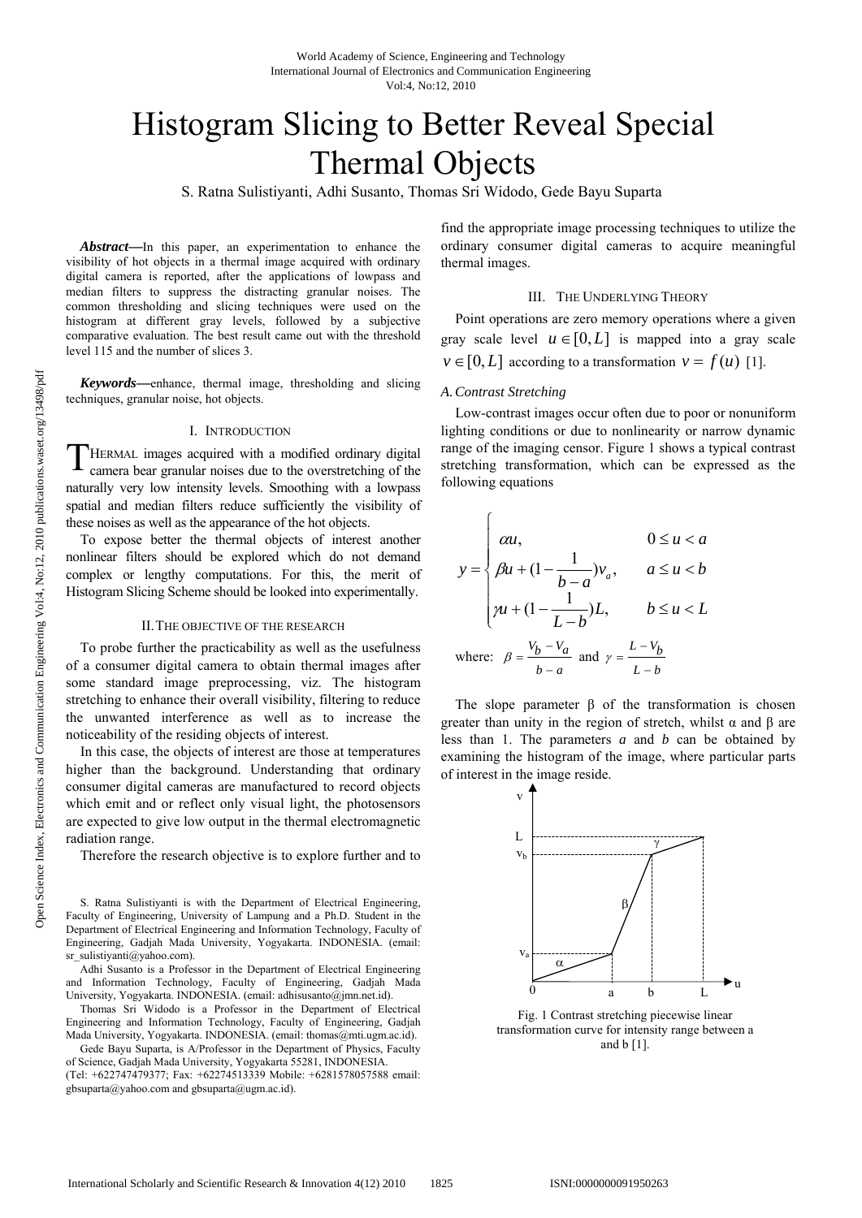# Histogram Slicing to Better Reveal Special Thermal Objects

S. Ratna Sulistiyanti, Adhi Susanto, Thomas Sri Widodo, Gede Bayu Suparta

***Abstract*—In this paper, an experimentation to enhance the visibility of hot objects in a thermal image acquired with ordinary digital camera is reported, after the applications of lowpass and median filters to suppress the distracting granular noises. The common thresholding and slicing techniques were used on the histogram at different gray levels, followed by a subjective comparative evaluation. The best result came out with the threshold level 115 and the number of slices 3.**

***Keywords*—enhance, thermal image, thresholding and slicing techniques, granular noise, hot objects.**

## I. Introduction

THERMAL images acquired with a modified ordinary digital camera bear granular noises due to the overstretching of the naturally very low intensity levels. Smoothing with a lowpass spatial and median filters reduce sufficiently the visibility of these noises as well as the appearance of the hot objects.

To expose better the thermal objects of interest another nonlinear filters should be explored which do not demand complex or lengthy computations. For this, the merit of Histogram Slicing Scheme should be looked into experimentally.

## II. The objective of the research

To probe further the practicability as well as the usefulness of a consumer digital camera to obtain thermal images after some standard image preprocessing, viz. The histogram stretching to enhance their overall visibility, filtering to reduce the unwanted interference as well as to increase the noticeability of the residing objects of interest.

In this case, the objects of interest are those at temperatures higher than the background. Understanding that ordinary consumer digital cameras are manufactured to record objects which emit and or reflect only visual light, the photosensors are expected to give low output in the thermal electromagnetic radiation range.

Therefore the research objective is to explore further and to find the appropriate image processing techniques to utilize the ordinary consumer digital cameras to acquire meaningful thermal images.

S. Ratna Sulistiyanti is with the Department of Electrical Engineering, Faculty of Engineering, University of Lampung and a Ph.D. Student in the Department of Electrical Engineering and Information Technology, Faculty of Engineering, Gadjah Mada University, Yogyakarta. INDONESIA. (email: sr_sulistiyanti@yahoo.com).

Adhi Susanto is a Professor in the Department of Electrical Engineering and Information Technology, Faculty of Engineering, Gadjah Mada University, Yogyakarta. INDONESIA. (email: adhisusanto@jmn.net.id).

Thomas Sri Widodo is a Professor in the Department of Electrical Engineering and Information Technology, Faculty of Engineering, Gadjah Mada University, Yogyakarta. INDONESIA. (email: thomas@mti.ugm.ac.id).

Gede Bayu Suparta, is A/Professor in the Department of Physics, Faculty of Science, Gadjah Mada University, Yogyakarta 55281, INDONESIA. (Tel: +622747479377; Fax: +62274513339 Mobile: +6281578057588 email: gbsuparta@yahoo.com and gbsuparta@ugm.ac.id).

## III. The Underlying Theory

Point operations are zero memory operations where a given gray scale level $u \in [0, L]$ is mapped into a gray scale $v \in [0, L]$ according to a transformation $v = f(u)$ [1].

### *A. Contrast Stretching*

Low-contrast images occur often due to poor or nonuniform lighting conditions or due to nonlinearity or narrow dynamic range of the imaging censor. Figure 1 shows a typical contrast stretching transformation, which can be expressed as the following equations

$$
y = \begin{cases} \alpha u, & 0 \le u < a \\ \beta u + (1 - \dfrac{1}{b-a})v_a, & a \le u < b \\ \gamma u + (1 - \dfrac{1}{L-b})L, & b \le u < L \end{cases}
$$

where: $\beta = \dfrac{V_b - V_a}{b - a}$ and $\gamma = \dfrac{L - V_b}{L - b}$

The slope parameter β of the transformation is chosen greater than unity in the region of stretch, whilst α and β are less than 1. The parameters *a* and *b* can be obtained by examining the histogram of the image, where particular parts of interest in the image reside.

Fig. 1 Contrast stretching piecewise linear transformation curve for intensity range between a and b [1].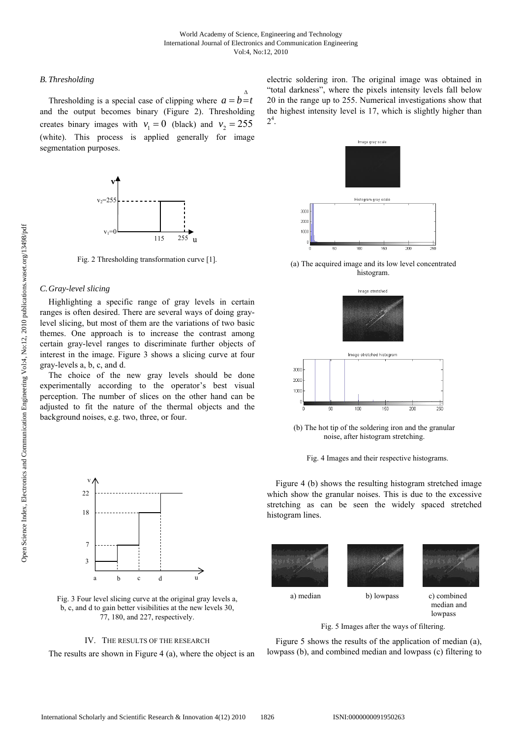### B. Thresholding

Thresholding is a special case of clipping where $a = b \stackrel{\Delta}{=} t$ and the output becomes binary (Figure 2). Thresholding creates binary images with $v_1 = 0$ (black) and $v_2 = 255$ (white). This process is applied generally for image segmentation purposes.

Fig. 2 Thresholding transformation curve [1].

### C. Gray-level slicing

Highlighting a specific range of gray levels in certain ranges is often desired. There are several ways of doing gray-level slicing, but most of them are the variations of two basic themes. One approach is to increase the contrast among certain gray-level ranges to discriminate further objects of interest in the image. Figure 3 shows a slicing curve at four gray-levels a, b, c, and d.

The choice of the new gray levels should be done experimentally according to the operator's best visual perception. The number of slices on the other hand can be adjusted to fit the nature of the thermal objects and the background noises, e.g. two, three, or four.

Fig. 3 Four level slicing curve at the original gray levels a, b, c, and d to gain better visibilities at the new levels 30, 77, 180, and 227, respectively.

## IV. The Results of the Research

The results are shown in Figure 4 (a), where the object is an electric soldering iron. The original image was obtained in "total darkness", where the pixels intensity levels fall below 20 in the range up to 255. Numerical investigations show that the highest intensity level is 17, which is slightly higher than $2^4$.

(a) The acquired image and its low level concentrated histogram.

(b) The hot tip of the soldering iron and the granular noise, after histogram stretching.

Fig. 4 Images and their respective histograms.

Figure 4 (b) shows the resulting histogram stretched image which show the granular noises. This is due to the excessive stretching as can be seen the widely spaced stretched histogram lines.

a) median    b) lowpass    c) combined median and lowpass

Fig. 5 Images after the ways of filtering.

Figure 5 shows the results of the application of median (a), lowpass (b), and combined median and lowpass (c) filtering to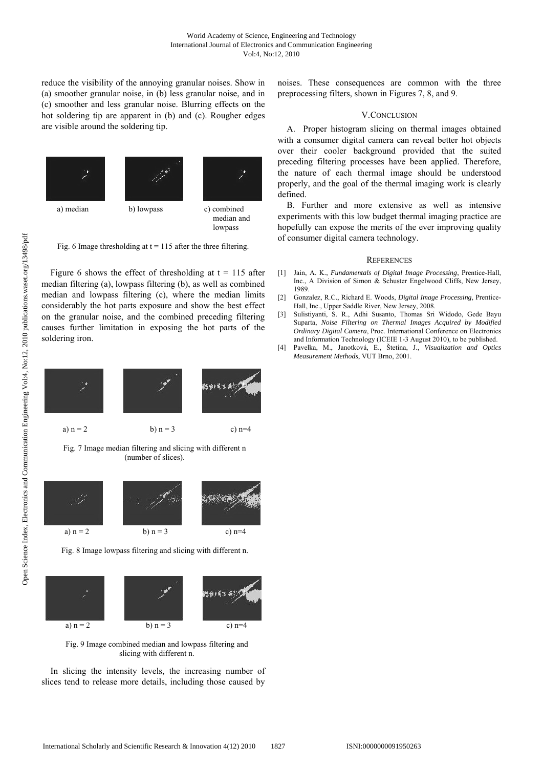reduce the visibility of the annoying granular noises. Show in (a) smoother granular noise, in (b) less granular noise, and in (c) smoother and less granular noise. Blurring effects on the hot soldering tip are apparent in (b) and (c). Rougher edges are visible around the soldering tip.

a) median b) lowpass c) combined median and lowpass

Fig. 6 Image thresholding at t = 115 after the three filtering.

Figure 6 shows the effect of thresholding at t = 115 after median filtering (a), lowpass filtering (b), as well as combined median and lowpass filtering (c), where the median limits considerably the hot parts exposure and show the best effect on the granular noise, and the combined preceding filtering causes further limitation in exposing the hot parts of the soldering iron.

a) n = 2 b) n = 3 c) n=4

Fig. 7 Image median filtering and slicing with different n (number of slices).

a) n = 2 b) n = 3 c) n=4

Fig. 8 Image lowpass filtering and slicing with different n.

a) n = 2 b) n = 3 c) n=4

Fig. 9 Image combined median and lowpass filtering and slicing with different n.

In slicing the intensity levels, the increasing number of slices tend to release more details, including those caused by noises. These consequences are common with the three preprocessing filters, shown in Figures 7, 8, and 9.

## V. Conclusion

A. Proper histogram slicing on thermal images obtained with a consumer digital camera can reveal better hot objects over their cooler background provided that the suited preceding filtering processes have been applied. Therefore, the nature of each thermal image should be understood properly, and the goal of the thermal imaging work is clearly defined.

B. Further and more extensive as well as intensive experiments with this low budget thermal imaging practice are hopefully can expose the merits of the ever improving quality of consumer digital camera technology.

## References

[1] Jain, A. K., *Fundamentals of Digital Image Processing*, Prentice-Hall, Inc., A Division of Simon & Schuster Engelwood Cliffs, New Jersey, 1989.

[2] Gonzalez, R.C., Richard E. Woods, *Digital Image Processing*, Prentice-Hall, Inc., Upper Saddle River, New Jersey, 2008.

[3] Sulistiyanti, S. R., Adhi Susanto, Thomas Sri Widodo, Gede Bayu Suparta, *Noise Filtering on Thermal Images Acquired by Modified Ordinary Digital Camera*, Proc. International Conference on Electronics and Information Technology (ICEIE 1-3 August 2010), to be published.

[4] Pavelka, M., Janotková, E., Štetina, J., *Visualization and Optics Measurement Methods*, VUT Brno, 2001.